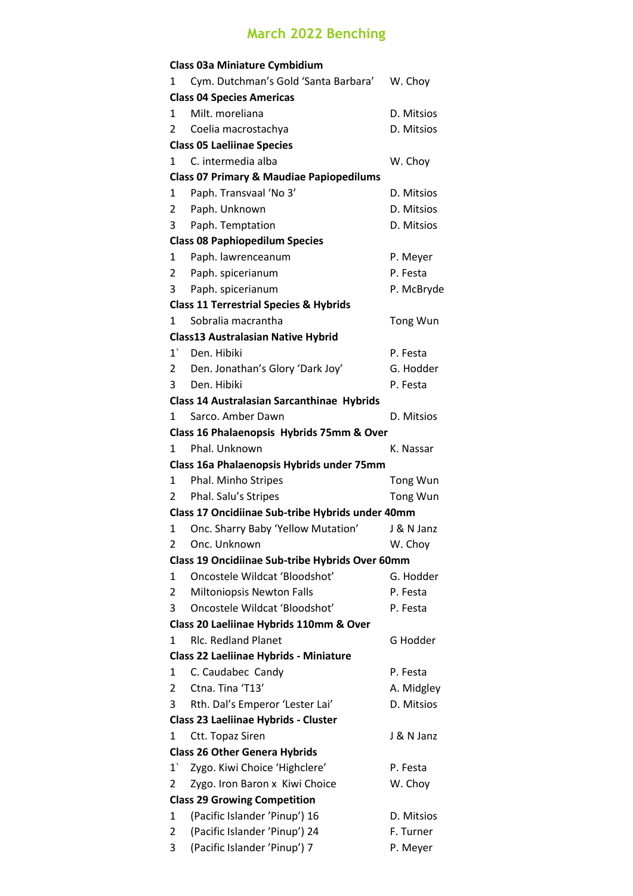# March 2022 Benching

| | | |
|---|---|---|
| **Class 03a Miniature Cymbidium** | | |
| 1 | Cym. Dutchman's Gold 'Santa Barbara' | W. Choy |
| **Class 04 Species Americas** | | |
| 1 | Milt. moreliana | D. Mitsios |
| 2 | Coelia macrostachya | D. Mitsios |
| **Class 05 Laeliinae Species** | | |
| 1 | C. intermedia alba | W. Choy |
| **Class 07 Primary & Maudiae Papiopedilums** | | |
| 1 | Paph. Transvaal 'No 3' | D. Mitsios |
| 2 | Paph. Unknown | D. Mitsios |
| 3 | Paph. Temptation | D. Mitsios |
| **Class 08 Paphiopedilum Species** | | |
| 1 | Paph. lawrenceanum | P. Meyer |
| 2 | Paph. spicerianum | P. Festa |
| 3 | Paph. spicerianum | P. McBryde |
| **Class 11 Terrestrial Species & Hybrids** | | |
| 1 | Sobralia macrantha | Tong Wun |
| **Class13 Australasian Native Hybrid** | | |
| 1` | Den. Hibiki | P. Festa |
| 2 | Den. Jonathan's Glory 'Dark Joy' | G. Hodder |
| 3 | Den. Hibiki | P. Festa |
| **Class 14 Australasian Sarcanthinae Hybrids** | | |
| 1 | Sarco. Amber Dawn | D. Mitsios |
| **Class 16 Phalaenopsis Hybrids 75mm & Over** | | |
| 1 | Phal. Unknown | K. Nassar |
| **Class 16a Phalaenopsis Hybrids under 75mm** | | |
| 1 | Phal. Minho Stripes | Tong Wun |
| 2 | Phal. Salu's Stripes | Tong Wun |
| **Class 17 Oncidiinae Sub-tribe Hybrids under 40mm** | | |
| 1 | Onc. Sharry Baby 'Yellow Mutation' | J & N Janz |
| 2 | Onc. Unknown | W. Choy |
| **Class 19 Oncidiinae Sub-tribe Hybrids Over 60mm** | | |
| 1 | Oncostele Wildcat 'Bloodshot' | G. Hodder |
| 2 | Miltoniopsis Newton Falls | P. Festa |
| 3 | Oncostele Wildcat 'Bloodshot' | P. Festa |
| **Class 20 Laeliinae Hybrids 110mm & Over** | | |
| 1 | Rlc. Redland Planet | G Hodder |
| **Class 22 Laeliinae Hybrids - Miniature** | | |
| 1 | C. Caudabec Candy | P. Festa |
| 2 | Ctna. Tina 'T13' | A. Midgley |
| 3 | Rth. Dal's Emperor 'Lester Lai' | D. Mitsios |
| **Class 23 Laeliinae Hybrids - Cluster** | | |
| 1 | Ctt. Topaz Siren | J & N Janz |
| **Class 26 Other Genera Hybrids** | | |
| 1` | Zygo. Kiwi Choice 'Highclere' | P. Festa |
| 2 | Zygo. Iron Baron x Kiwi Choice | W. Choy |
| **Class 29 Growing Competition** | | |
| 1 | (Pacific Islander 'Pinup') 16 | D. Mitsios |
| 2 | (Pacific Islander 'Pinup') 24 | F. Turner |
| 3 | (Pacific Islander 'Pinup') 7 | P. Meyer |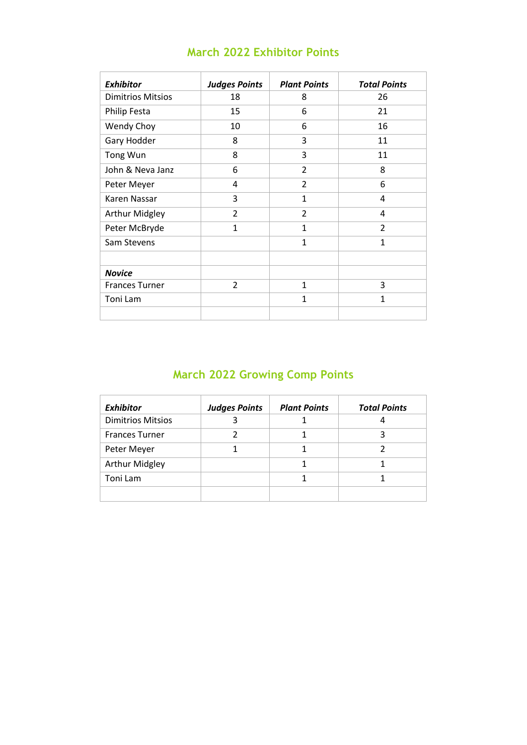## March 2022 Exhibitor Points

| ***Exhibitor*** | ***Judges Points*** | ***Plant Points*** | ***Total Points*** |
|---|---|---|---|
| Dimitrios Mitsios | 18 | 8 | 26 |
| Philip Festa | 15 | 6 | 21 |
| Wendy Choy | 10 | 6 | 16 |
| Gary Hodder | 8 | 3 | 11 |
| Tong Wun | 8 | 3 | 11 |
| John & Neva Janz | 6 | 2 | 8 |
| Peter Meyer | 4 | 2 | 6 |
| Karen Nassar | 3 | 1 | 4 |
| Arthur Midgley | 2 | 2 | 4 |
| Peter McBryde | 1 | 1 | 2 |
| Sam Stevens | | 1 | 1 |
| | | | |
| ***Novice*** | | | |
| Frances Turner | 2 | 1 | 3 |
| Toni Lam | | 1 | 1 |
| | | | |

## March 2022 Growing Comp Points

| ***Exhibitor*** | ***Judges Points*** | ***Plant Points*** | ***Total Points*** |
|---|---|---|---|
| Dimitrios Mitsios | 3 | 1 | 4 |
| Frances Turner | 2 | 1 | 3 |
| Peter Meyer | 1 | 1 | 2 |
| Arthur Midgley | | 1 | 1 |
| Toni Lam | | 1 | 1 |
| | | | |